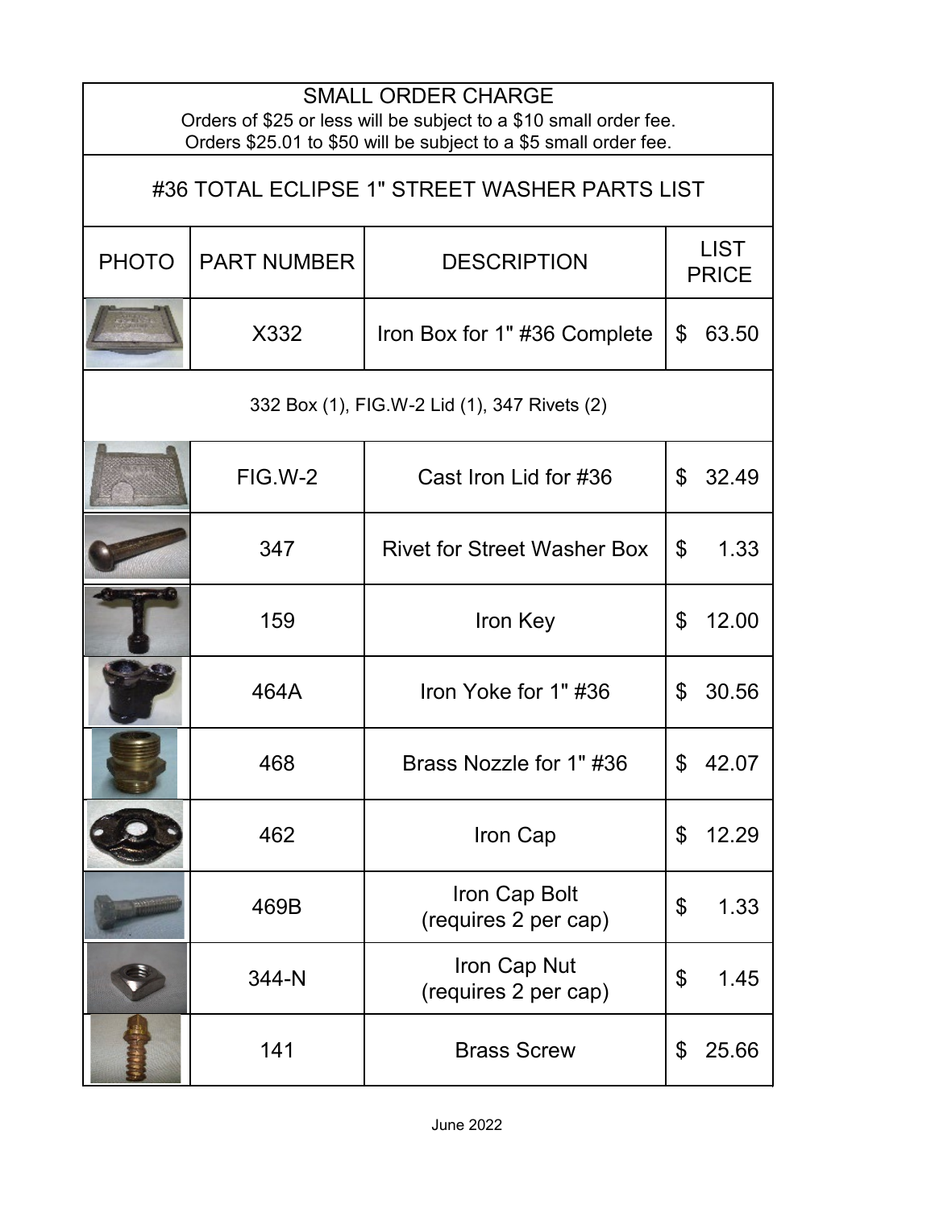## SMALL ORDER CHARGE

Orders of $25 or less will be subject to a $10 small order fee.
Orders $25.01 to $50 will be subject to a $5 small order fee.

## #36 TOTAL ECLIPSE 1" STREET WASHER PARTS LIST

| PHOTO | PART NUMBER | DESCRIPTION | LIST PRICE |
|---|---|---|---|
| | X332 | Iron Box for 1" #36 Complete | $ 63.50 |
| 332 Box (1), FIG.W-2 Lid (1), 347 Rivets (2) | | | |
| | FIG.W-2 | Cast Iron Lid for #36 | $ 32.49 |
| | 347 | Rivet for Street Washer Box | $ 1.33 |
| | 159 | Iron Key | $ 12.00 |
| | 464A | Iron Yoke for 1" #36 | $ 30.56 |
| | 468 | Brass Nozzle for 1" #36 | $ 42.07 |
| | 462 | Iron Cap | $ 12.29 |
| | 469B | Iron Cap Bolt (requires 2 per cap) | $ 1.33 |
| | 344-N | Iron Cap Nut (requires 2 per cap) | $ 1.45 |
| | 141 | Brass Screw | $ 25.66 |

June 2022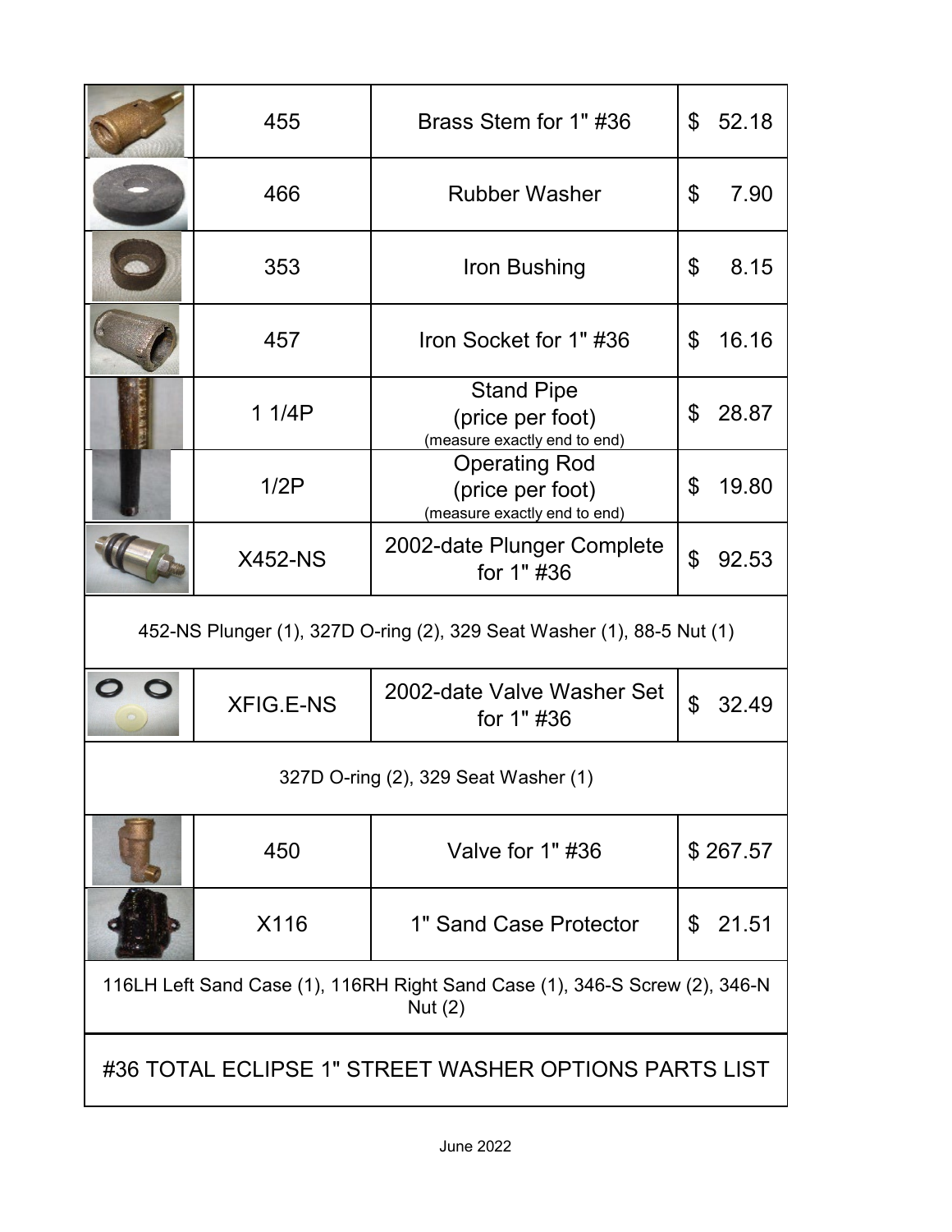| | Part No. | Description | Price |
|---|---|---|---|
| | 455 | Brass Stem for 1" #36 | $ 52.18 |
| | 466 | Rubber Washer | $ 7.90 |
| | 353 | Iron Bushing | $ 8.15 |
| | 457 | Iron Socket for 1" #36 | $ 16.16 |
| | 1 1/4P | Stand Pipe (price per foot) (measure exactly end to end) | $ 28.87 |
| | 1/2P | Operating Rod (price per foot) (measure exactly end to end) | $ 19.80 |
| | X452-NS | 2002-date Plunger Complete for 1" #36 | $ 92.53 |
| 452-NS Plunger (1), 327D O-ring (2), 329 Seat Washer (1), 88-5 Nut (1) | | | |
| | XFIG.E-NS | 2002-date Valve Washer Set for 1" #36 | $ 32.49 |
| 327D O-ring (2), 329 Seat Washer (1) | | | |
| | 450 | Valve for 1" #36 | $ 267.57 |
| | X116 | 1" Sand Case Protector | $ 21.51 |
| 116LH Left Sand Case (1), 116RH Right Sand Case (1), 346-S Screw (2), 346-N Nut (2) | | | |

#36 TOTAL ECLIPSE 1" STREET WASHER OPTIONS PARTS LIST

June 2022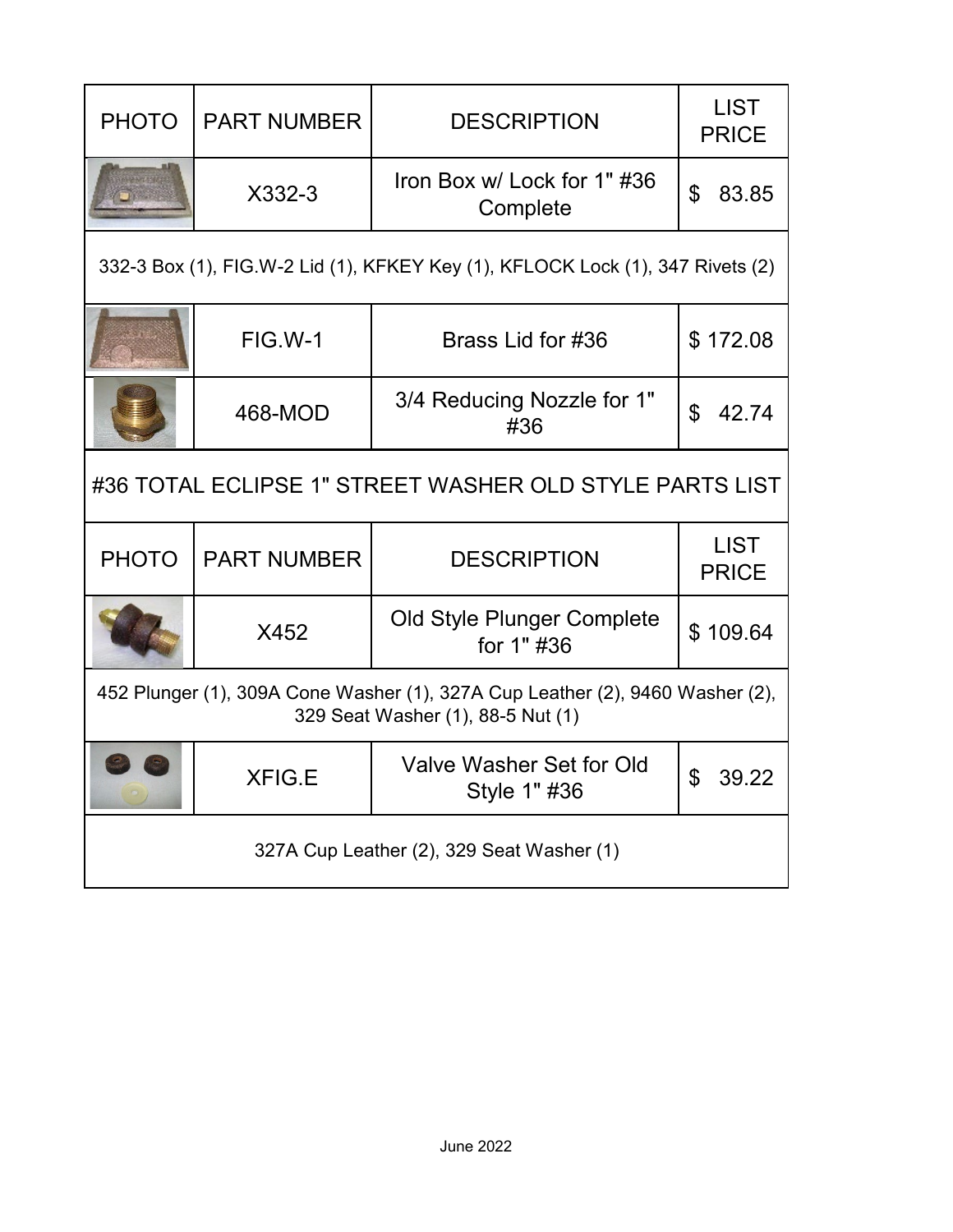| PHOTO | PART NUMBER | DESCRIPTION | LIST PRICE |
|---|---|---|---|
| | X332-3 | Iron Box w/ Lock for 1" #36 Complete | $ 83.85 |
| 332-3 Box (1), FIG.W-2 Lid (1), KFKEY Key (1), KFLOCK Lock (1), 347 Rivets (2) | | | |
| | FIG.W-1 | Brass Lid for #36 | $ 172.08 |
| | 468-MOD | 3/4 Reducing Nozzle for 1" #36 | $ 42.74 |

## #36 TOTAL ECLIPSE 1" STREET WASHER OLD STYLE PARTS LIST

| PHOTO | PART NUMBER | DESCRIPTION | LIST PRICE |
|---|---|---|---|
| | X452 | Old Style Plunger Complete for 1" #36 | $ 109.64 |
| 452 Plunger (1), 309A Cone Washer (1), 327A Cup Leather (2), 9460 Washer (2), 329 Seat Washer (1), 88-5 Nut (1) | | | |
| | XFIG.E | Valve Washer Set for Old Style 1" #36 | $ 39.22 |
| 327A Cup Leather (2), 329 Seat Washer (1) | | | |

June 2022